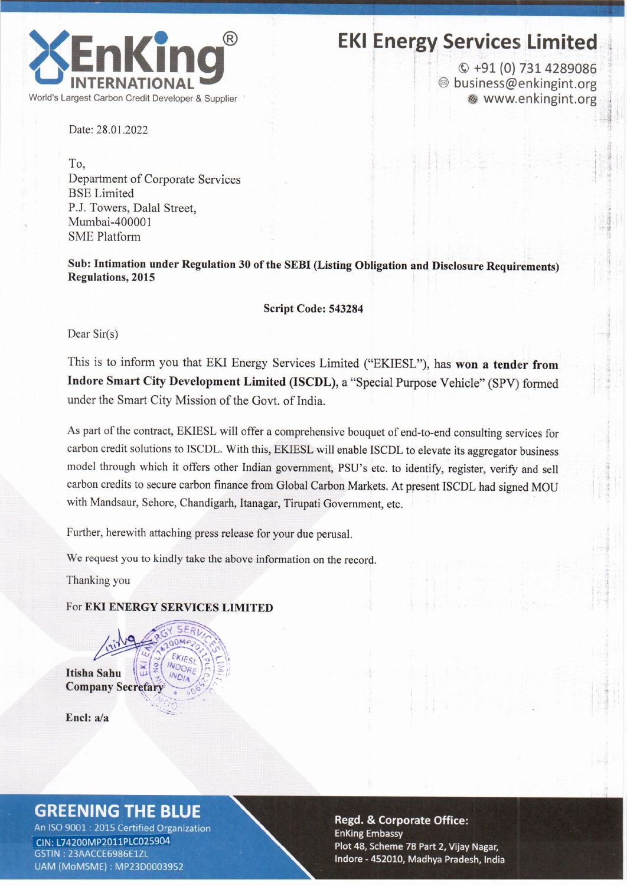# EKI Energy Services Limited

EnKing INTERNATIONAL
World's Largest Carbon Credit Developer & Supplier

+91 (0) 731 4289086
business@enkingint.org
www.enkingint.org

Date: 28.01.2022

To,
Department of Corporate Services
BSE Limited
P.J. Towers, Dalal Street,
Mumbai-400001
SME Platform

**Sub: Intimation under Regulation 30 of the SEBI (Listing Obligation and Disclosure Requirements) Regulations, 2015**

**Script Code: 543284**

Dear Sir(s)

This is to inform you that EKI Energy Services Limited ("EKIESL"), has **won a tender from Indore Smart City Development Limited (ISCDL)**, a "Special Purpose Vehicle" (SPV) formed under the Smart City Mission of the Govt. of India.

As part of the contract, EKIESL will offer a comprehensive bouquet of end-to-end consulting services for carbon credit solutions to ISCDL. With this, EKIESL will enable ISCDL to elevate its aggregator business model through which it offers other Indian government, PSU's etc. to identify, register, verify and sell carbon credits to secure carbon finance from Global Carbon Markets. At present ISCDL had signed MOU with Mandsaur, Sehore, Chandigarh, Itanagar, Tirupati Government, etc.

Further, herewith attaching press release for your due perusal.

We request you to kindly take the above information on the record.

Thanking you

For **EKI ENERGY SERVICES LIMITED**

**Itisha Sahu**
**Company Secretary**

**Encl: a/a**

**GREENING THE BLUE**
An ISO 9001 : 2015 Certified Organization
CIN: L74200MP2011PLC025904
GSTIN : 23AACCE6986E1ZL
UAM (MoMSME) : MP23D0003952

**Regd. & Corporate Office:**
EnKing Embassy
Plot 48, Scheme 78 Part 2, Vijay Nagar,
Indore - 452010, Madhya Pradesh, India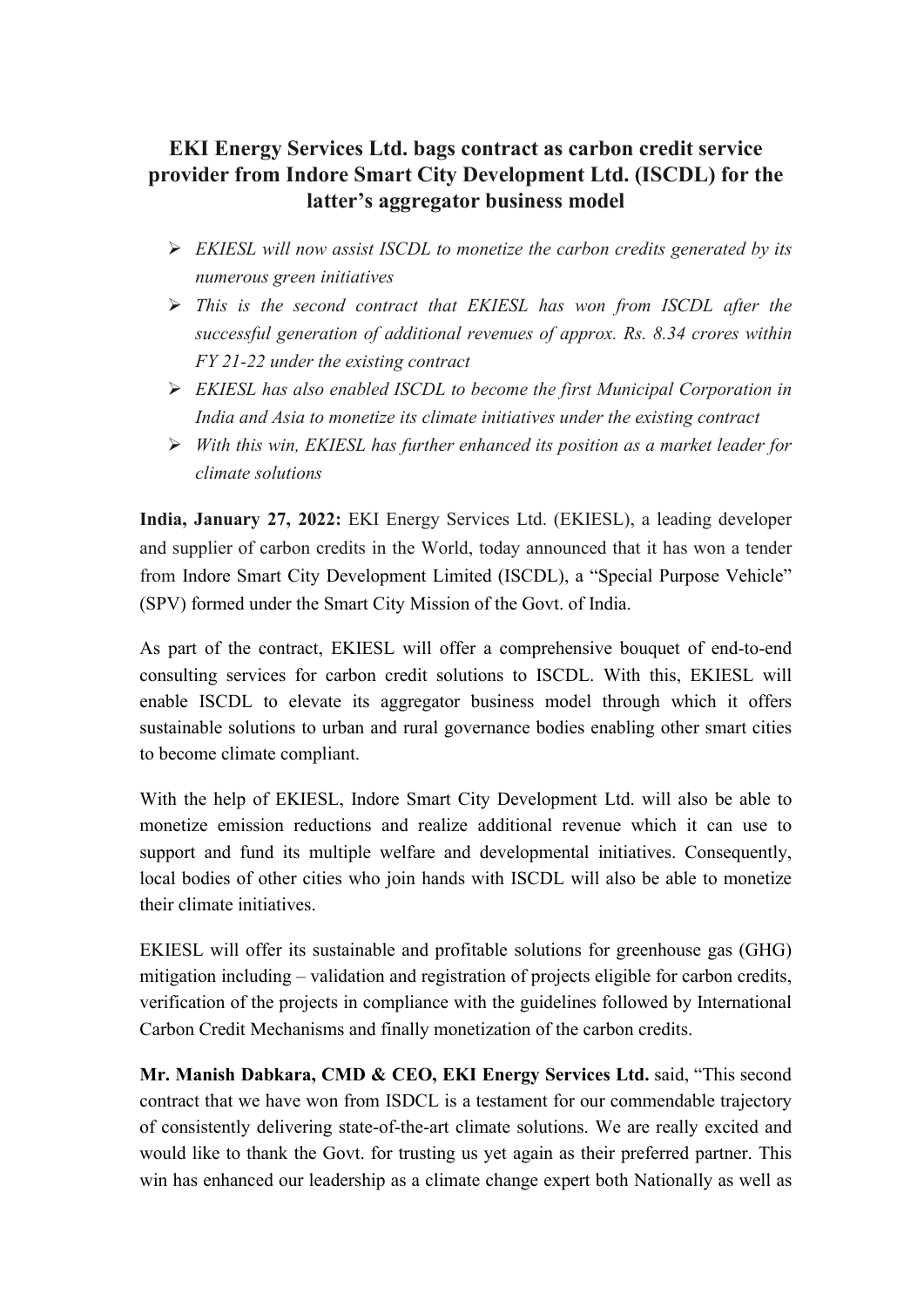## EKI Energy Services Ltd. bags contract as carbon credit service provider from Indore Smart City Development Ltd. (ISCDL) for the latter's aggregator business model

- *EKIESL will now assist ISCDL to monetize the carbon credits generated by its numerous green initiatives*
- *This is the second contract that EKIESL has won from ISCDL after the successful generation of additional revenues of approx. Rs. 8.34 crores within FY 21-22 under the existing contract*
- *EKIESL has also enabled ISCDL to become the first Municipal Corporation in India and Asia to monetize its climate initiatives under the existing contract*
- *With this win, EKIESL has further enhanced its position as a market leader for climate solutions*

**India, January 27, 2022:** EKI Energy Services Ltd. (EKIESL), a leading developer and supplier of carbon credits in the World, today announced that it has won a tender from Indore Smart City Development Limited (ISCDL), a "Special Purpose Vehicle" (SPV) formed under the Smart City Mission of the Govt. of India.

As part of the contract, EKIESL will offer a comprehensive bouquet of end-to-end consulting services for carbon credit solutions to ISCDL. With this, EKIESL will enable ISCDL to elevate its aggregator business model through which it offers sustainable solutions to urban and rural governance bodies enabling other smart cities to become climate compliant.

With the help of EKIESL, Indore Smart City Development Ltd. will also be able to monetize emission reductions and realize additional revenue which it can use to support and fund its multiple welfare and developmental initiatives. Consequently, local bodies of other cities who join hands with ISCDL will also be able to monetize their climate initiatives.

EKIESL will offer its sustainable and profitable solutions for greenhouse gas (GHG) mitigation including – validation and registration of projects eligible for carbon credits, verification of the projects in compliance with the guidelines followed by International Carbon Credit Mechanisms and finally monetization of the carbon credits.

**Mr. Manish Dabkara, CMD & CEO, EKI Energy Services Ltd.** said, "This second contract that we have won from ISDCL is a testament for our commendable trajectory of consistently delivering state-of-the-art climate solutions. We are really excited and would like to thank the Govt. for trusting us yet again as their preferred partner. This win has enhanced our leadership as a climate change expert both Nationally as well as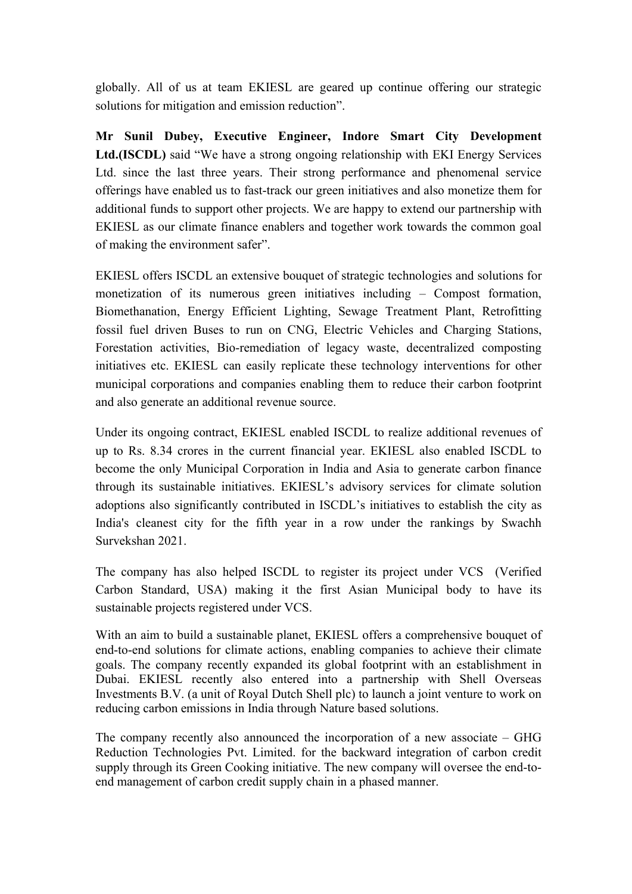globally. All of us at team EKIESL are geared up continue offering our strategic solutions for mitigation and emission reduction".

**Mr Sunil Dubey, Executive Engineer, Indore Smart City Development Ltd.(ISCDL)** said "We have a strong ongoing relationship with EKI Energy Services Ltd. since the last three years. Their strong performance and phenomenal service offerings have enabled us to fast-track our green initiatives and also monetize them for additional funds to support other projects. We are happy to extend our partnership with EKIESL as our climate finance enablers and together work towards the common goal of making the environment safer".

EKIESL offers ISCDL an extensive bouquet of strategic technologies and solutions for monetization of its numerous green initiatives including – Compost formation, Biomethanation, Energy Efficient Lighting, Sewage Treatment Plant, Retrofitting fossil fuel driven Buses to run on CNG, Electric Vehicles and Charging Stations, Forestation activities, Bio-remediation of legacy waste, decentralized composting initiatives etc. EKIESL can easily replicate these technology interventions for other municipal corporations and companies enabling them to reduce their carbon footprint and also generate an additional revenue source.

Under its ongoing contract, EKIESL enabled ISCDL to realize additional revenues of up to Rs. 8.34 crores in the current financial year. EKIESL also enabled ISCDL to become the only Municipal Corporation in India and Asia to generate carbon finance through its sustainable initiatives. EKIESL's advisory services for climate solution adoptions also significantly contributed in ISCDL's initiatives to establish the city as India's cleanest city for the fifth year in a row under the rankings by Swachh Survekshan 2021.

The company has also helped ISCDL to register its project under VCS (Verified Carbon Standard, USA) making it the first Asian Municipal body to have its sustainable projects registered under VCS.

With an aim to build a sustainable planet, EKIESL offers a comprehensive bouquet of end-to-end solutions for climate actions, enabling companies to achieve their climate goals. The company recently expanded its global footprint with an establishment in Dubai. EKIESL recently also entered into a partnership with Shell Overseas Investments B.V. (a unit of Royal Dutch Shell plc) to launch a joint venture to work on reducing carbon emissions in India through Nature based solutions.

The company recently also announced the incorporation of a new associate – GHG Reduction Technologies Pvt. Limited. for the backward integration of carbon credit supply through its Green Cooking initiative. The new company will oversee the end-to-end management of carbon credit supply chain in a phased manner.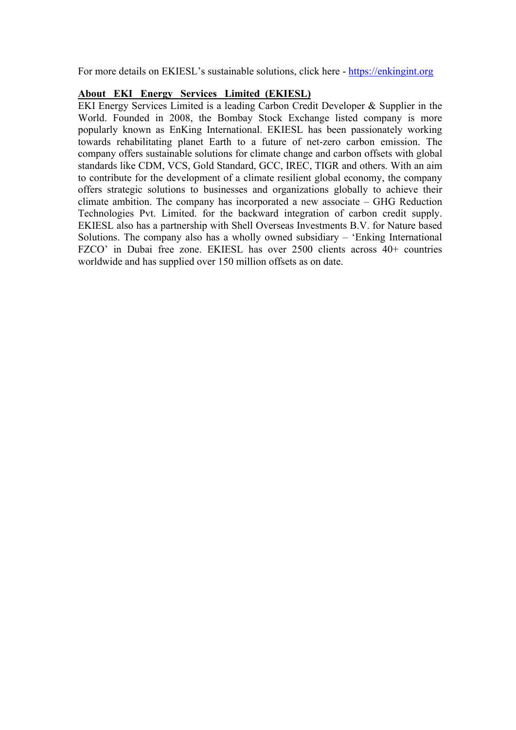For more details on EKIESL's sustainable solutions, click here - [https://enkingint.org](https://enkingint.org)

**About EKI Energy Services Limited (EKIESL)**

EKI Energy Services Limited is a leading Carbon Credit Developer & Supplier in the World. Founded in 2008, the Bombay Stock Exchange listed company is more popularly known as EnKing International. EKIESL has been passionately working towards rehabilitating planet Earth to a future of net-zero carbon emission. The company offers sustainable solutions for climate change and carbon offsets with global standards like CDM, VCS, Gold Standard, GCC, IREC, TIGR and others. With an aim to contribute for the development of a climate resilient global economy, the company offers strategic solutions to businesses and organizations globally to achieve their climate ambition. The company has incorporated a new associate – GHG Reduction Technologies Pvt. Limited. for the backward integration of carbon credit supply. EKIESL also has a partnership with Shell Overseas Investments B.V. for Nature based Solutions. The company also has a wholly owned subsidiary – 'Enking International FZCO' in Dubai free zone. EKIESL has over 2500 clients across 40+ countries worldwide and has supplied over 150 million offsets as on date.